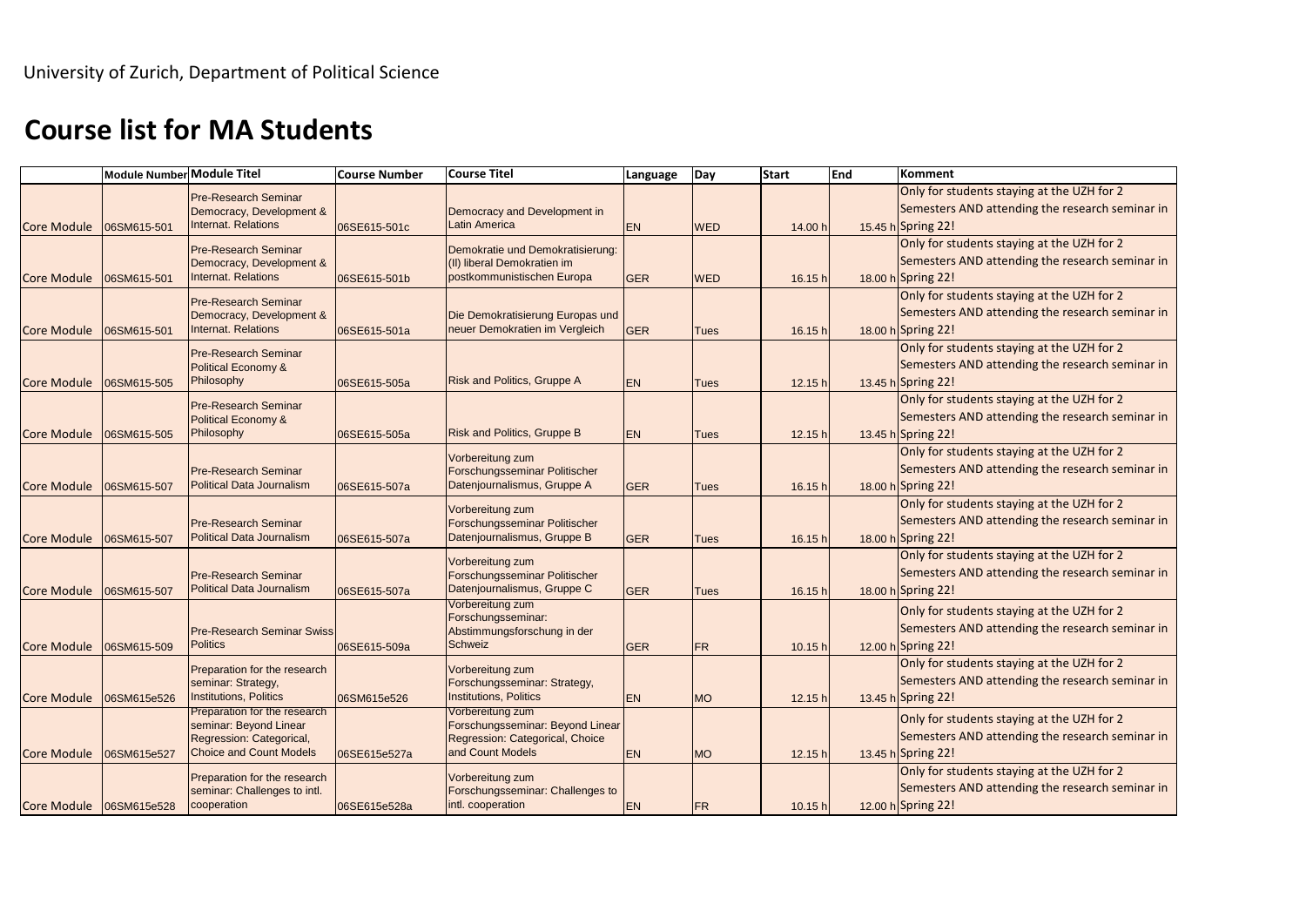University of Zurich, Department of Political Science

# Course list for MA Students

| | Module Number | Module Titel | Course Number | Course Titel | Language | Day | Start | End | Komment |
|---|---|---|---|---|---|---|---|---|---|
| Core Module | 06SM615-501 | Pre-Research Seminar Democracy, Development & Internat. Relations | 06SE615-501c | Democracy and Development in Latin America | EN | WED | 14.00 h | 15.45 h | Only for students staying at the UZH for 2 Semesters AND attending the research seminar in Spring 22! |
| Core Module | 06SM615-501 | Pre-Research Seminar Democracy, Development & Internat. Relations | 06SE615-501b | Demokratie und Demokratisierung: (II) liberal Demokratien im postkommunistischen Europa | GER | WED | 16.15 h | 18.00 h | Only for students staying at the UZH for 2 Semesters AND attending the research seminar in Spring 22! |
| Core Module | 06SM615-501 | Pre-Research Seminar Democracy, Development & Internat. Relations | 06SE615-501a | Die Demokratisierung Europas und neuer Demokratien im Vergleich | GER | Tues | 16.15 h | 18.00 h | Only for students staying at the UZH for 2 Semesters AND attending the research seminar in Spring 22! |
| Core Module | 06SM615-505 | Pre-Research Seminar Political Economy & Philosophy | 06SE615-505a | Risk and Politics, Gruppe A | EN | Tues | 12.15 h | 13.45 h | Only for students staying at the UZH for 2 Semesters AND attending the research seminar in Spring 22! |
| Core Module | 06SM615-505 | Pre-Research Seminar Political Economy & Philosophy | 06SE615-505a | Risk and Politics, Gruppe B | EN | Tues | 12.15 h | 13.45 h | Only for students staying at the UZH for 2 Semesters AND attending the research seminar in Spring 22! |
| Core Module | 06SM615-507 | Pre-Research Seminar Political Data Journalism | 06SE615-507a | Vorbereitung zum Forschungsseminar Politischer Datenjournalismus, Gruppe A | GER | Tues | 16.15 h | 18.00 h | Only for students staying at the UZH for 2 Semesters AND attending the research seminar in Spring 22! |
| Core Module | 06SM615-507 | Pre-Research Seminar Political Data Journalism | 06SE615-507a | Vorbereitung zum Forschungsseminar Politischer Datenjournalismus, Gruppe B | GER | Tues | 16.15 h | 18.00 h | Only for students staying at the UZH for 2 Semesters AND attending the research seminar in Spring 22! |
| Core Module | 06SM615-507 | Pre-Research Seminar Political Data Journalism | 06SE615-507a | Vorbereitung zum Forschungsseminar Politischer Datenjournalismus, Gruppe C | GER | Tues | 16.15 h | 18.00 h | Only for students staying at the UZH for 2 Semesters AND attending the research seminar in Spring 22! |
| Core Module | 06SM615-509 | Pre-Research Seminar Swiss Politics | 06SE615-509a | Vorbereitung zum Forschungsseminar: Abstimmungsforschung in der Schweiz | GER | FR | 10.15 h | 12.00 h | Only for students staying at the UZH for 2 Semesters AND attending the research seminar in Spring 22! |
| Core Module | 06SM615e526 | Preparation for the research seminar: Strategy, Institutions, Politics | 06SM615e526 | Vorbereitung zum Forschungsseminar: Strategy, Institutions, Politics | EN | MO | 12.15 h | 13.45 h | Only for students staying at the UZH for 2 Semesters AND attending the research seminar in Spring 22! |
| Core Module | 06SM615e527 | Preparation for the research seminar: Beyond Linear Regression: Categorical, Choice and Count Models | 06SE615e527a | Vorbereitung zum Forschungsseminar: Beyond Linear Regression: Categorical, Choice and Count Models | EN | MO | 12.15 h | 13.45 h | Only for students staying at the UZH for 2 Semesters AND attending the research seminar in Spring 22! |
| Core Module | 06SM615e528 | Preparation for the research seminar: Challenges to intl. cooperation | 06SE615e528a | Vorbereitung zum Forschungsseminar: Challenges to intl. cooperation | EN | FR | 10.15 h | 12.00 h | Only for students staying at the UZH for 2 Semesters AND attending the research seminar in Spring 22! |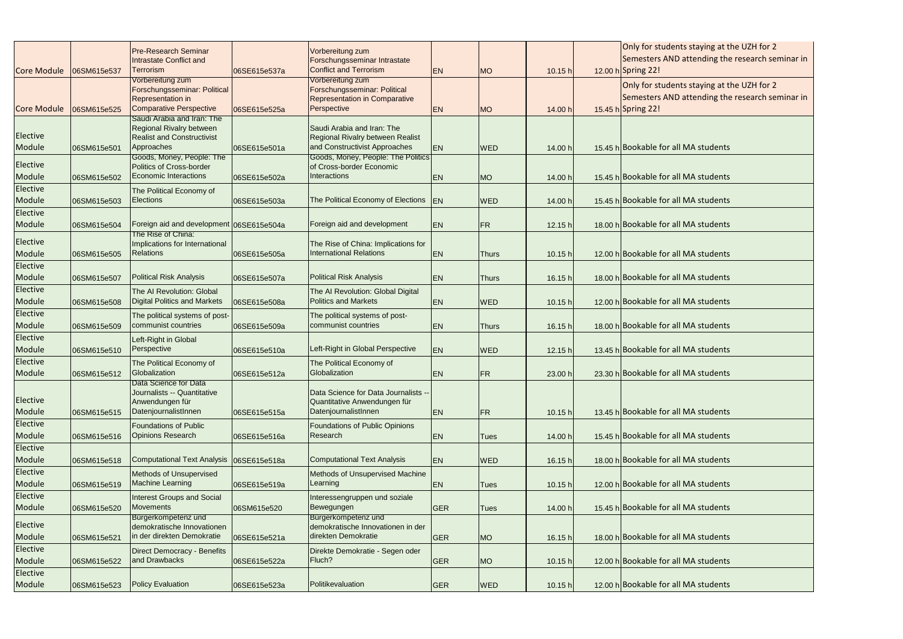| Core Module | 06SM615e537 | Pre-Research Seminar Intrastate Conflict and Terrorism | 06SE615e537a | Vorbereitung zum Forschungsseminar Intrastate Conflict and Terrorism | EN | MO | 10.15 h | 12.00 h | Only for students staying at the UZH for 2 Semesters AND attending the research seminar in Spring 22! |
|---|---|---|---|---|---|---|---|---|---|
| Core Module | 06SM615e525 | Vorbereitung zum Forschungsseminar: Political Representation in Comparative Perspective | 06SE615e525a | Vorbereitung zum Forschungsseminar: Political Representation in Comparative Perspective | EN | MO | 14.00 h | 15.45 h | Only for students staying at the UZH for 2 Semesters AND attending the research seminar in Spring 22! |
| Elective Module | 06SM615e501 | Saudi Arabia and Iran: The Regional Rivalry between Realist and Constructivist Approaches | 06SE615e501a | Saudi Arabia and Iran: The Regional Rivalry between Realist and Constructivist Approaches | EN | WED | 14.00 h | 15.45 h | Bookable for all MA students |
| Elective Module | 06SM615e502 | Goods, Money, People: The Politics of Cross-border Economic Interactions | 06SE615e502a | Goods, Money, People: The Politics of Cross-border Economic Interactions | EN | MO | 14.00 h | 15.45 h | Bookable for all MA students |
| Elective Module | 06SM615e503 | The Political Economy of Elections | 06SE615e503a | The Political Economy of Elections | EN | WED | 14.00 h | 15.45 h | Bookable for all MA students |
| Elective Module | 06SM615e504 | Foreign aid and development | 06SE615e504a | Foreign aid and development | EN | FR | 12.15 h | 18.00 h | Bookable for all MA students |
| Elective Module | 06SM615e505 | The Rise of China: Implications for International Relations | 06SE615e505a | The Rise of China: Implications for International Relations | EN | Thurs | 10.15 h | 12.00 h | Bookable for all MA students |
| Elective Module | 06SM615e507 | Political Risk Analysis | 06SE615e507a | Political Risk Analysis | EN | Thurs | 16.15 h | 18.00 h | Bookable for all MA students |
| Elective Module | 06SM615e508 | The AI Revolution: Global Digital Politics and Markets | 06SE615e508a | The AI Revolution: Global Digital Politics and Markets | EN | WED | 10.15 h | 12.00 h | Bookable for all MA students |
| Elective Module | 06SM615e509 | The political systems of post-communist countries | 06SE615e509a | The political systems of post-communist countries | EN | Thurs | 16.15 h | 18.00 h | Bookable for all MA students |
| Elective Module | 06SM615e510 | Left-Right in Global Perspective | 06SE615e510a | Left-Right in Global Perspective | EN | WED | 12.15 h | 13.45 h | Bookable for all MA students |
| Elective Module | 06SM615e512 | The Political Economy of Globalization | 06SE615e512a | The Political Economy of Globalization | EN | FR | 23.00 h | 23.30 h | Bookable for all MA students |
| Elective Module | 06SM615e515 | Data Science for Data Journalists -- Quantitative Anwendungen für DatenjournalistInnen | 06SE615e515a | Data Science for Data Journalists -- Quantitative Anwendungen für DatenjournalistInnen | EN | FR | 10.15 h | 13.45 h | Bookable for all MA students |
| Elective Module | 06SM615e516 | Foundations of Public Opinions Research | 06SE615e516a | Foundations of Public Opinions Research | EN | Tues | 14.00 h | 15.45 h | Bookable for all MA students |
| Elective Module | 06SM615e518 | Computational Text Analysis | 06SE615e518a | Computational Text Analysis | EN | WED | 16.15 h | 18.00 h | Bookable for all MA students |
| Elective Module | 06SM615e519 | Methods of Unsupervised Machine Learning | 06SE615e519a | Methods of Unsupervised Machine Learning | EN | Tues | 10.15 h | 12.00 h | Bookable for all MA students |
| Elective Module | 06SM615e520 | Interest Groups and Social Movements | 06SM615e520 | Interessengruppen und soziale Bewegungen | GER | Tues | 14.00 h | 15.45 h | Bookable for all MA students |
| Elective Module | 06SM615e521 | Bürgerkompetenz und demokratische Innovationen in der direkten Demokratie | 06SE615e521a | Bürgerkompetenz und demokratische Innovationen in der direkten Demokratie | GER | MO | 16.15 h | 18.00 h | Bookable for all MA students |
| Elective Module | 06SM615e522 | Direct Democracy - Benefits and Drawbacks | 06SE615e522a | Direkte Demokratie - Segen oder Fluch? | GER | MO | 10.15 h | 12.00 h | Bookable for all MA students |
| Elective Module | 06SM615e523 | Policy Evaluation | 06SE615e523a | Politikevaluation | GER | WED | 10.15 h | 12.00 h | Bookable for all MA students |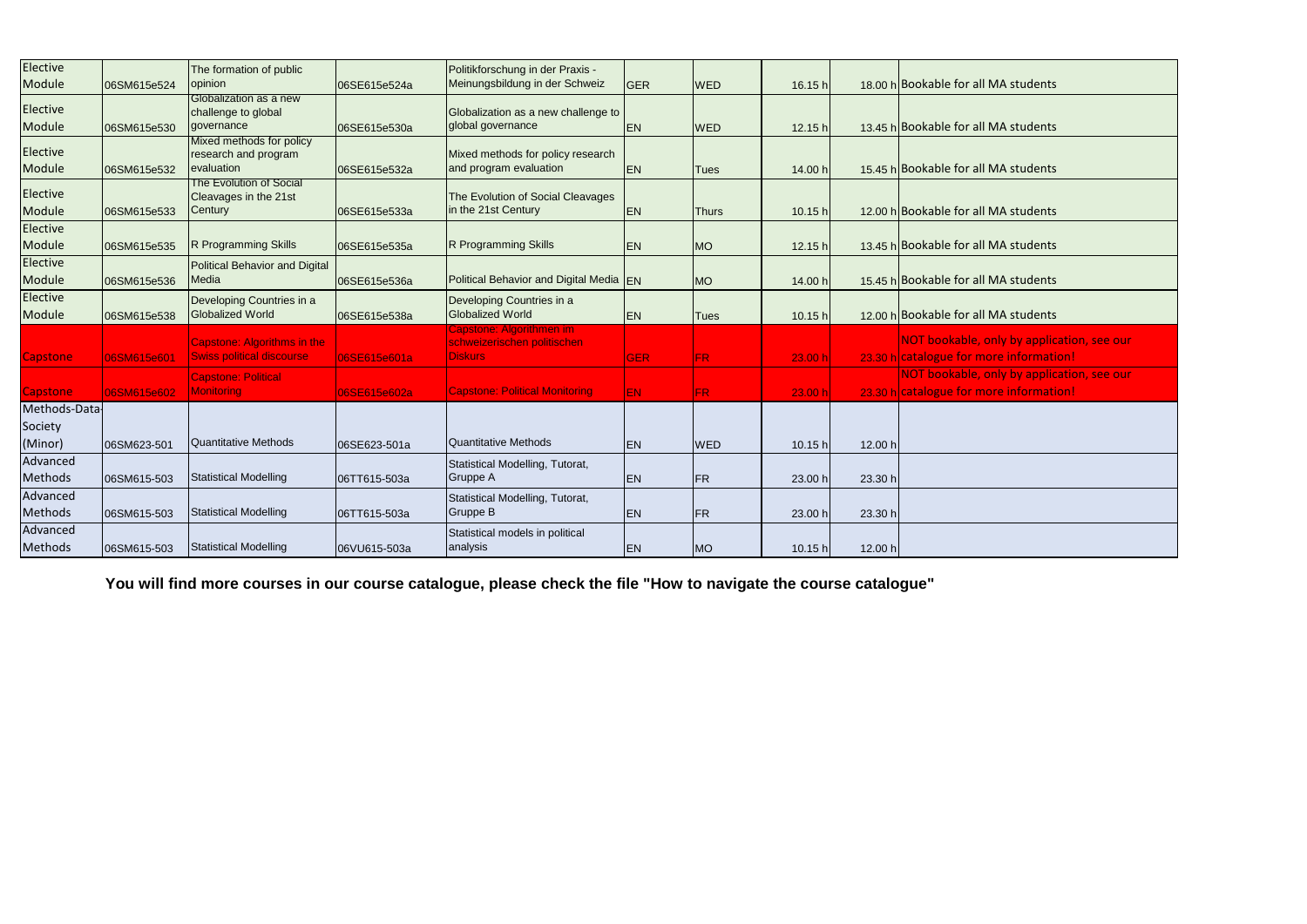| | | | | | | | | | |
|---|---|---|---|---|---|---|---|---|---|
| Elective Module | 06SM615e524 | The formation of public opinion | 06SE615e524a | Politikforschung in der Praxis - Meinungsbildung in der Schweiz | GER | WED | 16.15 h | 18.00 h | Bookable for all MA students |
| Elective Module | 06SM615e530 | Globalization as a new challenge to global governance | 06SE615e530a | Globalization as a new challenge to global governance | EN | WED | 12.15 h | 13.45 h | Bookable for all MA students |
| Elective Module | 06SM615e532 | Mixed methods for policy research and program evaluation | 06SE615e532a | Mixed methods for policy research and program evaluation | EN | Tues | 14.00 h | 15.45 h | Bookable for all MA students |
| Elective Module | 06SM615e533 | The Evolution of Social Cleavages in the 21st Century | 06SE615e533a | The Evolution of Social Cleavages in the 21st Century | EN | Thurs | 10.15 h | 12.00 h | Bookable for all MA students |
| Elective Module | 06SM615e535 | R Programming Skills | 06SE615e535a | R Programming Skills | EN | MO | 12.15 h | 13.45 h | Bookable for all MA students |
| Elective Module | 06SM615e536 | Political Behavior and Digital Media | 06SE615e536a | Political Behavior and Digital Media | EN | MO | 14.00 h | 15.45 h | Bookable for all MA students |
| Elective Module | 06SM615e538 | Developing Countries in a Globalized World | 06SE615e538a | Developing Countries in a Globalized World | EN | Tues | 10.15 h | 12.00 h | Bookable for all MA students |
| Capstone | 06SM615e601 | Capstone: Algorithms in the Swiss political discourse | 06SE615e601a | Capstone: Algorithmen im schweizerischen politischen Diskurs | GER | FR | 23.00 h | 23.30 h | NOT bookable, only by application, see our catalogue for more information! |
| Capstone | 06SM615e602 | Capstone: Political Monitoring | 06SE615e602a | Capstone: Political Monitoring | EN | FR | 23.00 h | 23.30 h | NOT bookable, only by application, see our catalogue for more information! |
| Methods-Data-Society (Minor) | 06SM623-501 | Quantitative Methods | 06SE623-501a | Quantitative Methods | EN | WED | 10.15 h | 12.00 h | |
| Advanced Methods | 06SM615-503 | Statistical Modelling | 06TT615-503a | Statistical Modelling, Tutorat, Gruppe A | EN | FR | 23.00 h | 23.30 h | |
| Advanced Methods | 06SM615-503 | Statistical Modelling | 06TT615-503a | Statistical Modelling, Tutorat, Gruppe B | EN | FR | 23.00 h | 23.30 h | |
| Advanced Methods | 06SM615-503 | Statistical Modelling | 06VU615-503a | Statistical models in political analysis | EN | MO | 10.15 h | 12.00 h | |

**You will find more courses in our course catalogue, please check the file "How to navigate the course catalogue"**